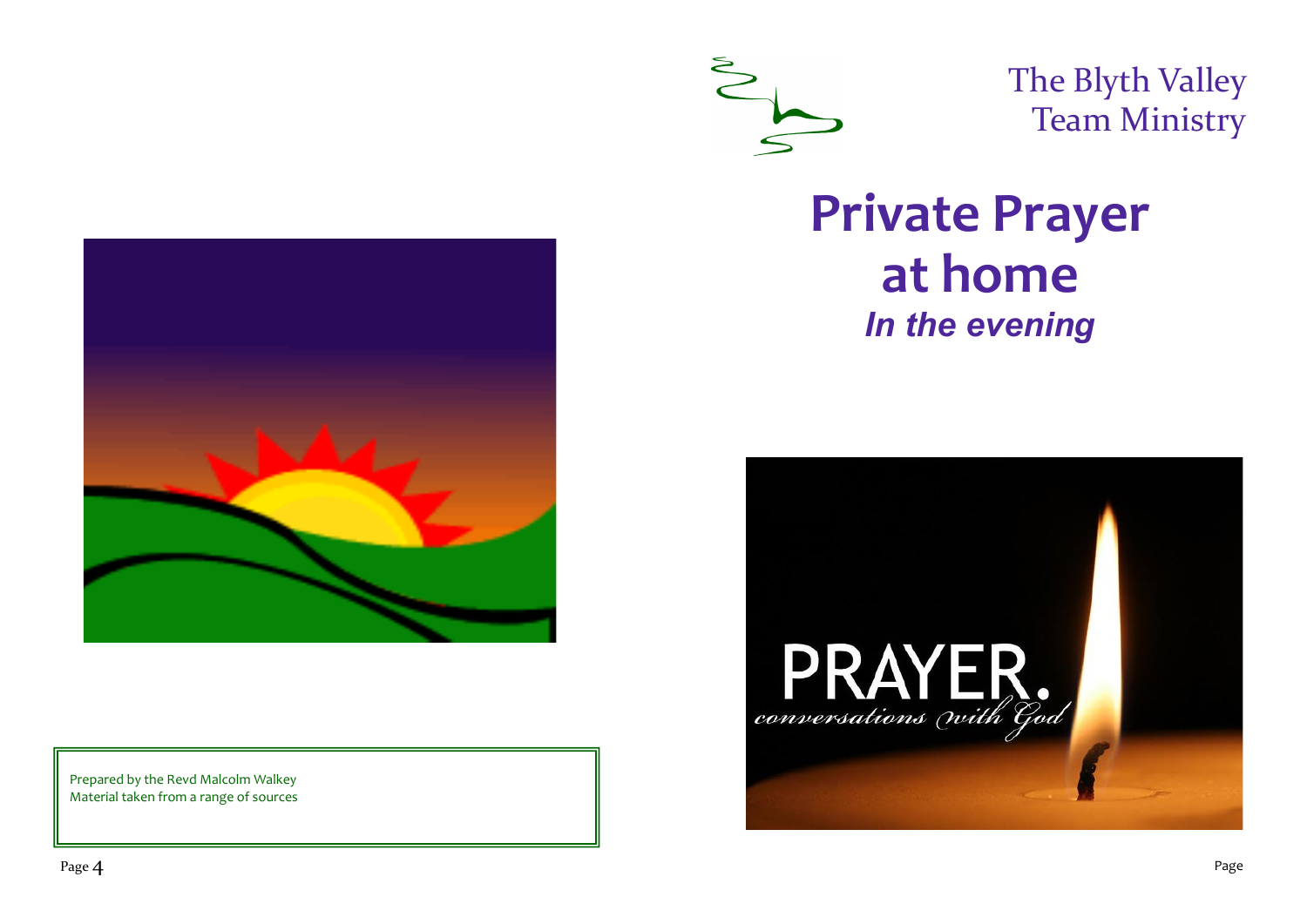Prepared by the Revd Malcolm Walkey
Material taken from a range of sources

The Blyth Valley
Team Ministry

# Private Prayer at home

***In the evening***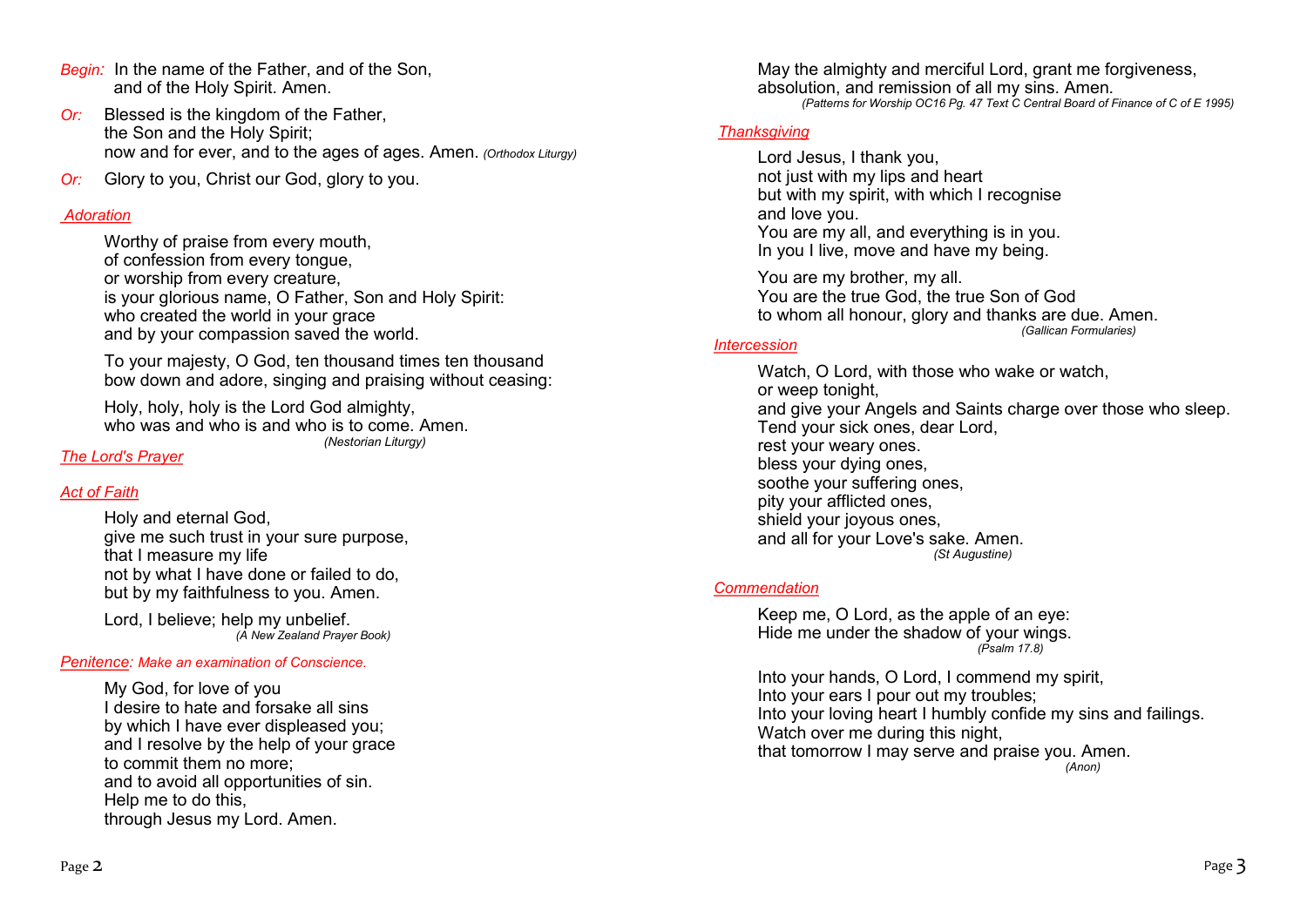*Begin:* In the name of the Father, and of the Son,
and of the Holy Spirit. Amen.

*Or:* Blessed is the kingdom of the Father,
the Son and the Holy Spirit;
now and for ever, and to the ages of ages. Amen. *(Orthodox Liturgy)*

*Or:* Glory to you, Christ our God, glory to you.

*Adoration*

Worthy of praise from every mouth,
of confession from every tongue,
or worship from every creature,
is your glorious name, O Father, Son and Holy Spirit:
who created the world in your grace
and by your compassion saved the world.

To your majesty, O God, ten thousand times ten thousand
bow down and adore, singing and praising without ceasing:

Holy, holy, holy is the Lord God almighty,
who was and who is and who is to come. Amen.
*(Nestorian Liturgy)*

*The Lord's Prayer*

*Act of Faith*

Holy and eternal God,
give me such trust in your sure purpose,
that I measure my life
not by what I have done or failed to do,
but by my faithfulness to you. Amen.

Lord, I believe; help my unbelief.
*(A New Zealand Prayer Book)*

*Penitence: Make an examination of Conscience.*

My God, for love of you
I desire to hate and forsake all sins
by which I have ever displeased you;
and I resolve by the help of your grace
to commit them no more;
and to avoid all opportunities of sin.
Help me to do this,
through Jesus my Lord. Amen.

May the almighty and merciful Lord, grant me forgiveness,
absolution, and remission of all my sins. Amen.
*(Patterns for Worship OC16 Pg. 47 Text C Central Board of Finance of C of E 1995)*

*Thanksgiving*

Lord Jesus, I thank you,
not just with my lips and heart
but with my spirit, with which I recognise
and love you.
You are my all, and everything is in you.
In you I live, move and have my being.

You are my brother, my all.
You are the true God, the true Son of God
to whom all honour, glory and thanks are due. Amen.
*(Gallican Formularies)*

*Intercession*

Watch, O Lord, with those who wake or watch,
or weep tonight,
and give your Angels and Saints charge over those who sleep.
Tend your sick ones, dear Lord,
rest your weary ones.
bless your dying ones,
soothe your suffering ones,
pity your afflicted ones,
shield your joyous ones,
and all for your Love's sake. Amen.
*(St Augustine)*

*Commendation*

Keep me, O Lord, as the apple of an eye:
Hide me under the shadow of your wings.
*(Psalm 17.8)*

Into your hands, O Lord, I commend my spirit,
Into your ears I pour out my troubles;
Into your loving heart I humbly confide my sins and failings.
Watch over me during this night,
that tomorrow I may serve and praise you. Amen.
*(Anon)*